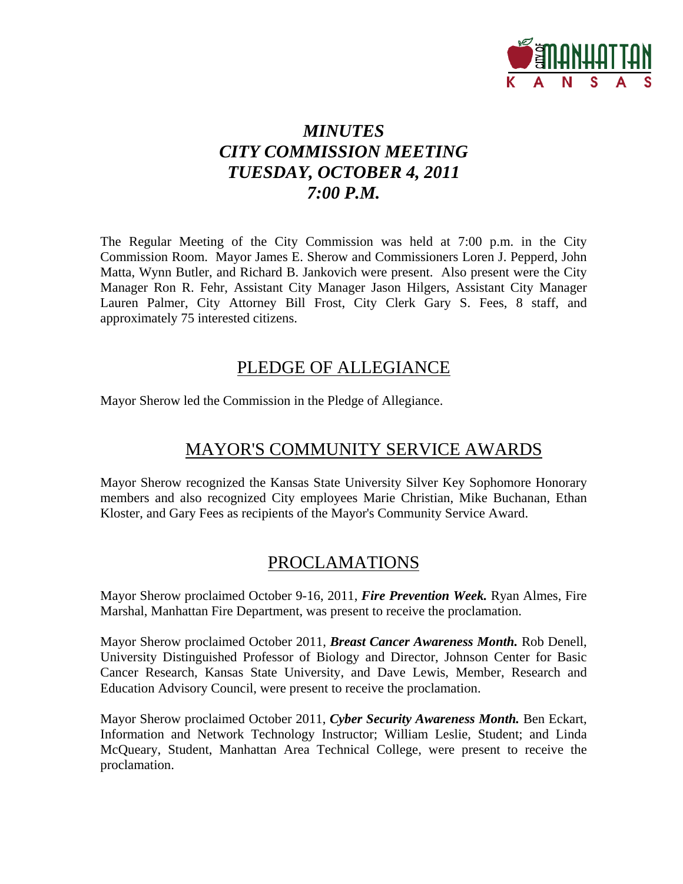# *MINUTES*
# *CITY COMMISSION MEETING*
# *TUESDAY, OCTOBER 4, 2011*
# *7:00 P.M.*

The Regular Meeting of the City Commission was held at 7:00 p.m. in the City Commission Room. Mayor James E. Sherow and Commissioners Loren J. Pepperd, John Matta, Wynn Butler, and Richard B. Jankovich were present. Also present were the City Manager Ron R. Fehr, Assistant City Manager Jason Hilgers, Assistant City Manager Lauren Palmer, City Attorney Bill Frost, City Clerk Gary S. Fees, 8 staff, and approximately 75 interested citizens.

## PLEDGE OF ALLEGIANCE

Mayor Sherow led the Commission in the Pledge of Allegiance.

## MAYOR'S COMMUNITY SERVICE AWARDS

Mayor Sherow recognized the Kansas State University Silver Key Sophomore Honorary members and also recognized City employees Marie Christian, Mike Buchanan, Ethan Kloster, and Gary Fees as recipients of the Mayor's Community Service Award.

## PROCLAMATIONS

Mayor Sherow proclaimed October 9-16, 2011, ***Fire Prevention Week.*** Ryan Almes, Fire Marshal, Manhattan Fire Department, was present to receive the proclamation.

Mayor Sherow proclaimed October 2011, ***Breast Cancer Awareness Month.*** Rob Denell, University Distinguished Professor of Biology and Director, Johnson Center for Basic Cancer Research, Kansas State University, and Dave Lewis, Member, Research and Education Advisory Council, were present to receive the proclamation.

Mayor Sherow proclaimed October 2011, ***Cyber Security Awareness Month.*** Ben Eckart, Information and Network Technology Instructor; William Leslie, Student; and Linda McQueary, Student, Manhattan Area Technical College, were present to receive the proclamation.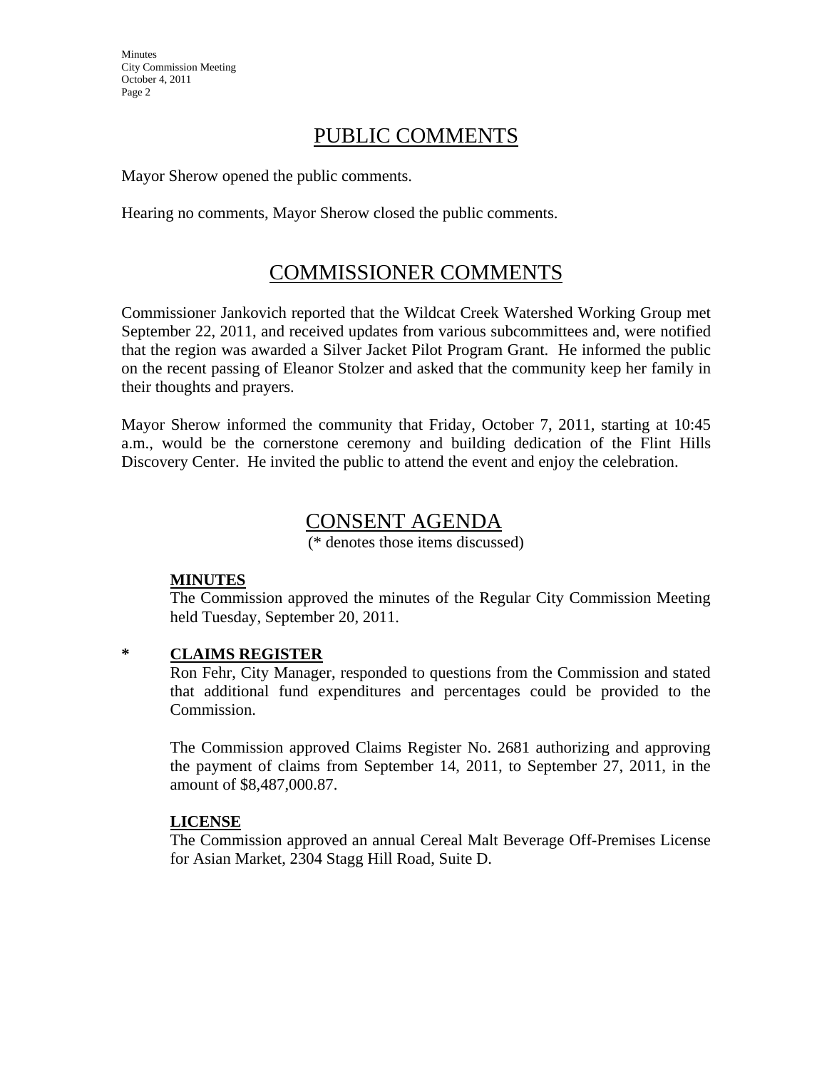## PUBLIC COMMENTS

Mayor Sherow opened the public comments.

Hearing no comments, Mayor Sherow closed the public comments.

## COMMISSIONER COMMENTS

Commissioner Jankovich reported that the Wildcat Creek Watershed Working Group met September 22, 2011, and received updates from various subcommittees and, were notified that the region was awarded a Silver Jacket Pilot Program Grant. He informed the public on the recent passing of Eleanor Stolzer and asked that the community keep her family in their thoughts and prayers.

Mayor Sherow informed the community that Friday, October 7, 2011, starting at 10:45 a.m., would be the cornerstone ceremony and building dedication of the Flint Hills Discovery Center. He invited the public to attend the event and enjoy the celebration.

## CONSENT AGENDA

(* denotes those items discussed)

**MINUTES**

The Commission approved the minutes of the Regular City Commission Meeting held Tuesday, September 20, 2011.

\* **CLAIMS REGISTER**

Ron Fehr, City Manager, responded to questions from the Commission and stated that additional fund expenditures and percentages could be provided to the Commission.

The Commission approved Claims Register No. 2681 authorizing and approving the payment of claims from September 14, 2011, to September 27, 2011, in the amount of $8,487,000.87.

**LICENSE**

The Commission approved an annual Cereal Malt Beverage Off-Premises License for Asian Market, 2304 Stagg Hill Road, Suite D.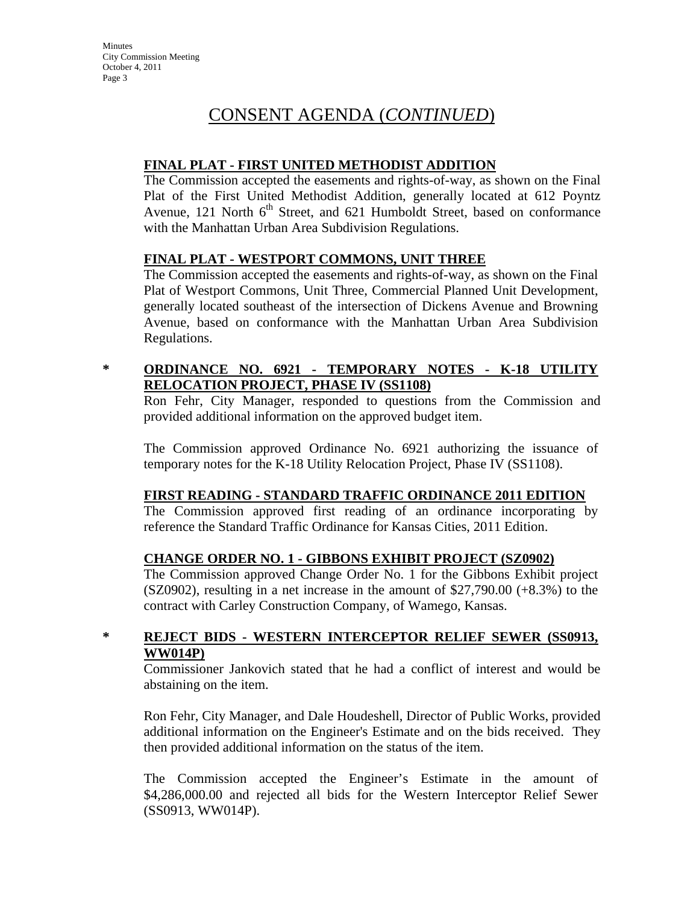# CONSENT AGENDA (*CONTINUED*)

**FINAL PLAT - FIRST UNITED METHODIST ADDITION**

The Commission accepted the easements and rights-of-way, as shown on the Final Plat of the First United Methodist Addition, generally located at 612 Poyntz Avenue, 121 North 6th Street, and 621 Humboldt Street, based on conformance with the Manhattan Urban Area Subdivision Regulations.

**FINAL PLAT - WESTPORT COMMONS, UNIT THREE**

The Commission accepted the easements and rights-of-way, as shown on the Final Plat of Westport Commons, Unit Three, Commercial Planned Unit Development, generally located southeast of the intersection of Dickens Avenue and Browning Avenue, based on conformance with the Manhattan Urban Area Subdivision Regulations.

\* **ORDINANCE NO. 6921 - TEMPORARY NOTES - K-18 UTILITY RELOCATION PROJECT, PHASE IV (SS1108)**

Ron Fehr, City Manager, responded to questions from the Commission and provided additional information on the approved budget item.

The Commission approved Ordinance No. 6921 authorizing the issuance of temporary notes for the K-18 Utility Relocation Project, Phase IV (SS1108).

**FIRST READING - STANDARD TRAFFIC ORDINANCE 2011 EDITION**

The Commission approved first reading of an ordinance incorporating by reference the Standard Traffic Ordinance for Kansas Cities, 2011 Edition.

**CHANGE ORDER NO. 1 - GIBBONS EXHIBIT PROJECT (SZ0902)**

The Commission approved Change Order No. 1 for the Gibbons Exhibit project (SZ0902), resulting in a net increase in the amount of $27,790.00 (+8.3%) to the contract with Carley Construction Company, of Wamego, Kansas.

\* **REJECT BIDS - WESTERN INTERCEPTOR RELIEF SEWER (SS0913, WW014P)**

Commissioner Jankovich stated that he had a conflict of interest and would be abstaining on the item.

Ron Fehr, City Manager, and Dale Houdeshell, Director of Public Works, provided additional information on the Engineer's Estimate and on the bids received. They then provided additional information on the status of the item.

The Commission accepted the Engineer's Estimate in the amount of $4,286,000.00 and rejected all bids for the Western Interceptor Relief Sewer (SS0913, WW014P).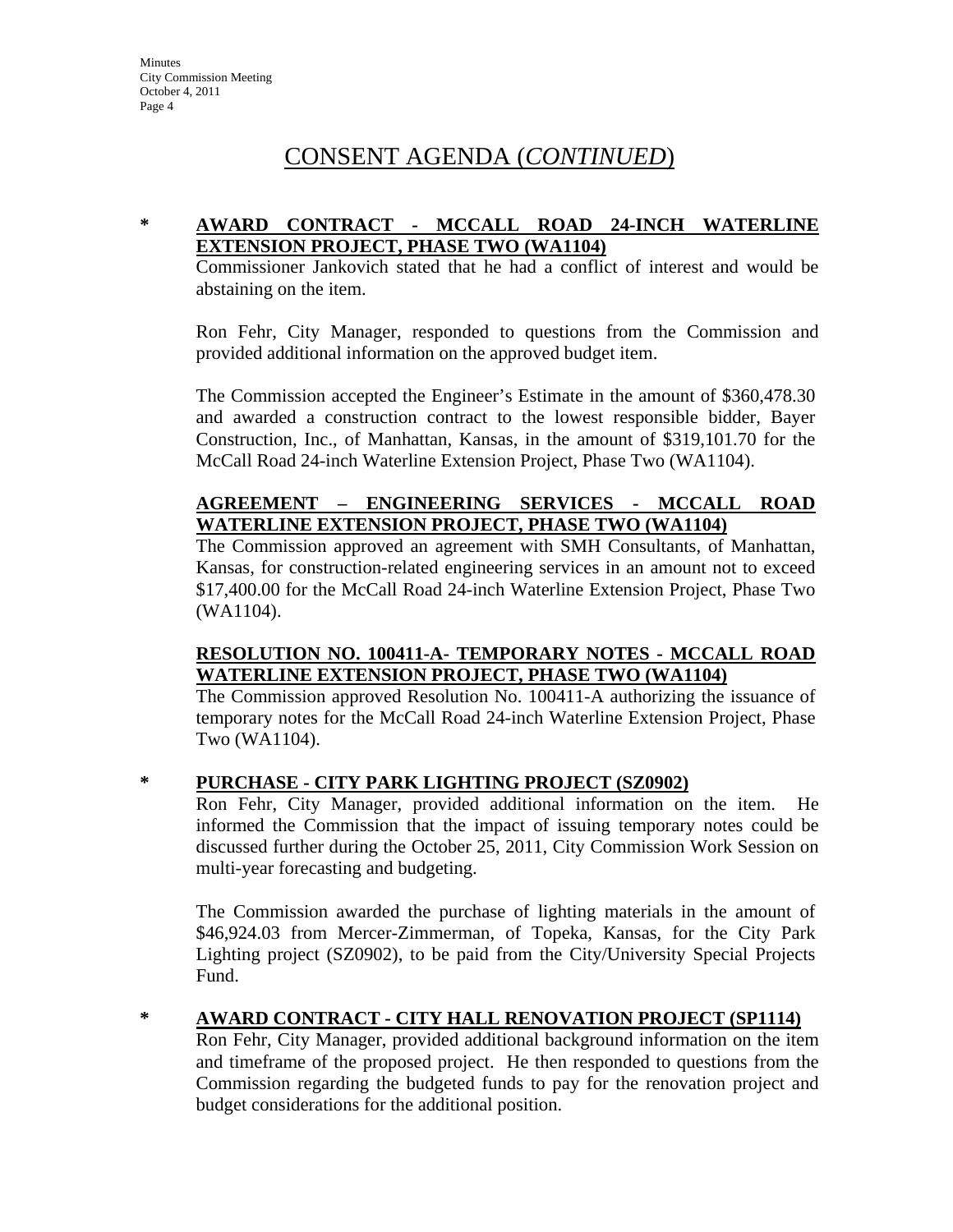# CONSENT AGENDA (*CONTINUED*)

**\* AWARD CONTRACT - MCCALL ROAD 24-INCH WATERLINE EXTENSION PROJECT, PHASE TWO (WA1104)**

Commissioner Jankovich stated that he had a conflict of interest and would be abstaining on the item.

Ron Fehr, City Manager, responded to questions from the Commission and provided additional information on the approved budget item.

The Commission accepted the Engineer's Estimate in the amount of $360,478.30 and awarded a construction contract to the lowest responsible bidder, Bayer Construction, Inc., of Manhattan, Kansas, in the amount of $319,101.70 for the McCall Road 24-inch Waterline Extension Project, Phase Two (WA1104).

**AGREEMENT – ENGINEERING SERVICES - MCCALL ROAD WATERLINE EXTENSION PROJECT, PHASE TWO (WA1104)**

The Commission approved an agreement with SMH Consultants, of Manhattan, Kansas, for construction-related engineering services in an amount not to exceed $17,400.00 for the McCall Road 24-inch Waterline Extension Project, Phase Two (WA1104).

**RESOLUTION NO. 100411-A- TEMPORARY NOTES - MCCALL ROAD WATERLINE EXTENSION PROJECT, PHASE TWO (WA1104)**

The Commission approved Resolution No. 100411-A authorizing the issuance of temporary notes for the McCall Road 24-inch Waterline Extension Project, Phase Two (WA1104).

**\* PURCHASE - CITY PARK LIGHTING PROJECT (SZ0902)**

Ron Fehr, City Manager, provided additional information on the item. He informed the Commission that the impact of issuing temporary notes could be discussed further during the October 25, 2011, City Commission Work Session on multi-year forecasting and budgeting.

The Commission awarded the purchase of lighting materials in the amount of $46,924.03 from Mercer-Zimmerman, of Topeka, Kansas, for the City Park Lighting project (SZ0902), to be paid from the City/University Special Projects Fund.

**\* AWARD CONTRACT - CITY HALL RENOVATION PROJECT (SP1114)**

Ron Fehr, City Manager, provided additional background information on the item and timeframe of the proposed project. He then responded to questions from the Commission regarding the budgeted funds to pay for the renovation project and budget considerations for the additional position.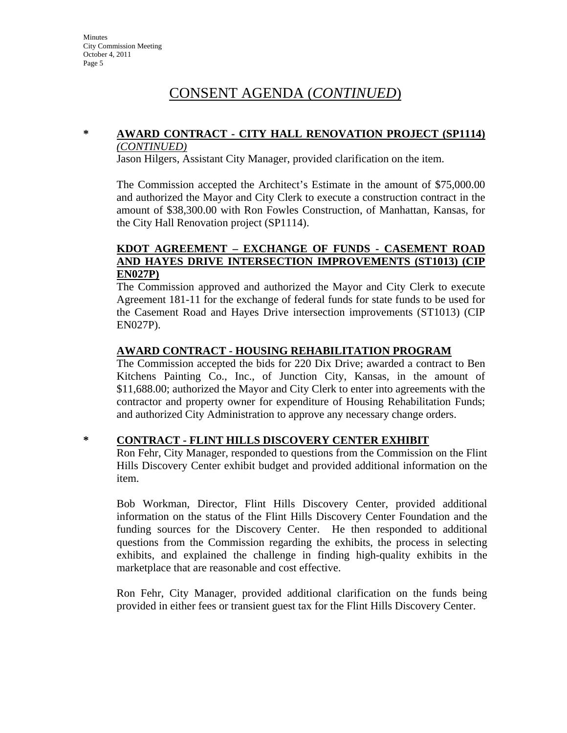# CONSENT AGENDA (*CONTINUED*)

**\* AWARD CONTRACT - CITY HALL RENOVATION PROJECT (SP1114)** *(CONTINUED)*

Jason Hilgers, Assistant City Manager, provided clarification on the item.

The Commission accepted the Architect's Estimate in the amount of $75,000.00 and authorized the Mayor and City Clerk to execute a construction contract in the amount of $38,300.00 with Ron Fowles Construction, of Manhattan, Kansas, for the City Hall Renovation project (SP1114).

**KDOT AGREEMENT – EXCHANGE OF FUNDS - CASEMENT ROAD AND HAYES DRIVE INTERSECTION IMPROVEMENTS (ST1013) (CIP EN027P)**

The Commission approved and authorized the Mayor and City Clerk to execute Agreement 181-11 for the exchange of federal funds for state funds to be used for the Casement Road and Hayes Drive intersection improvements (ST1013) (CIP EN027P).

**AWARD CONTRACT - HOUSING REHABILITATION PROGRAM**

The Commission accepted the bids for 220 Dix Drive; awarded a contract to Ben Kitchens Painting Co., Inc., of Junction City, Kansas, in the amount of $11,688.00; authorized the Mayor and City Clerk to enter into agreements with the contractor and property owner for expenditure of Housing Rehabilitation Funds; and authorized City Administration to approve any necessary change orders.

**\* CONTRACT - FLINT HILLS DISCOVERY CENTER EXHIBIT**

Ron Fehr, City Manager, responded to questions from the Commission on the Flint Hills Discovery Center exhibit budget and provided additional information on the item.

Bob Workman, Director, Flint Hills Discovery Center, provided additional information on the status of the Flint Hills Discovery Center Foundation and the funding sources for the Discovery Center. He then responded to additional questions from the Commission regarding the exhibits, the process in selecting exhibits, and explained the challenge in finding high-quality exhibits in the marketplace that are reasonable and cost effective.

Ron Fehr, City Manager, provided additional clarification on the funds being provided in either fees or transient guest tax for the Flint Hills Discovery Center.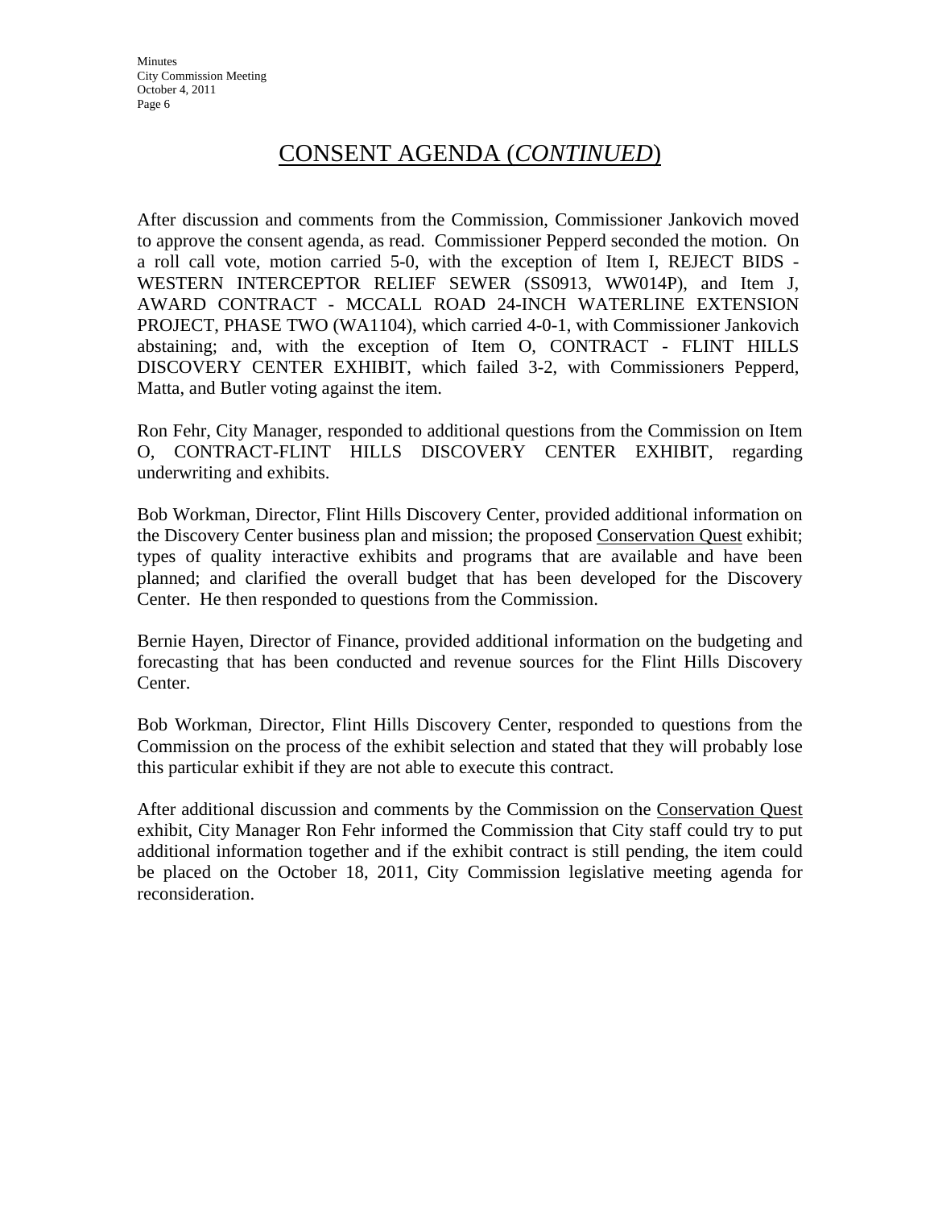# CONSENT AGENDA (*CONTINUED*)

After discussion and comments from the Commission, Commissioner Jankovich moved to approve the consent agenda, as read. Commissioner Pepperd seconded the motion. On a roll call vote, motion carried 5-0, with the exception of Item I, REJECT BIDS - WESTERN INTERCEPTOR RELIEF SEWER (SS0913, WW014P), and Item J, AWARD CONTRACT - MCCALL ROAD 24-INCH WATERLINE EXTENSION PROJECT, PHASE TWO (WA1104), which carried 4-0-1, with Commissioner Jankovich abstaining; and, with the exception of Item O, CONTRACT - FLINT HILLS DISCOVERY CENTER EXHIBIT, which failed 3-2, with Commissioners Pepperd, Matta, and Butler voting against the item.

Ron Fehr, City Manager, responded to additional questions from the Commission on Item O, CONTRACT-FLINT HILLS DISCOVERY CENTER EXHIBIT, regarding underwriting and exhibits.

Bob Workman, Director, Flint Hills Discovery Center, provided additional information on the Discovery Center business plan and mission; the proposed Conservation Quest exhibit; types of quality interactive exhibits and programs that are available and have been planned; and clarified the overall budget that has been developed for the Discovery Center. He then responded to questions from the Commission.

Bernie Hayen, Director of Finance, provided additional information on the budgeting and forecasting that has been conducted and revenue sources for the Flint Hills Discovery Center.

Bob Workman, Director, Flint Hills Discovery Center, responded to questions from the Commission on the process of the exhibit selection and stated that they will probably lose this particular exhibit if they are not able to execute this contract.

After additional discussion and comments by the Commission on the Conservation Quest exhibit, City Manager Ron Fehr informed the Commission that City staff could try to put additional information together and if the exhibit contract is still pending, the item could be placed on the October 18, 2011, City Commission legislative meeting agenda for reconsideration.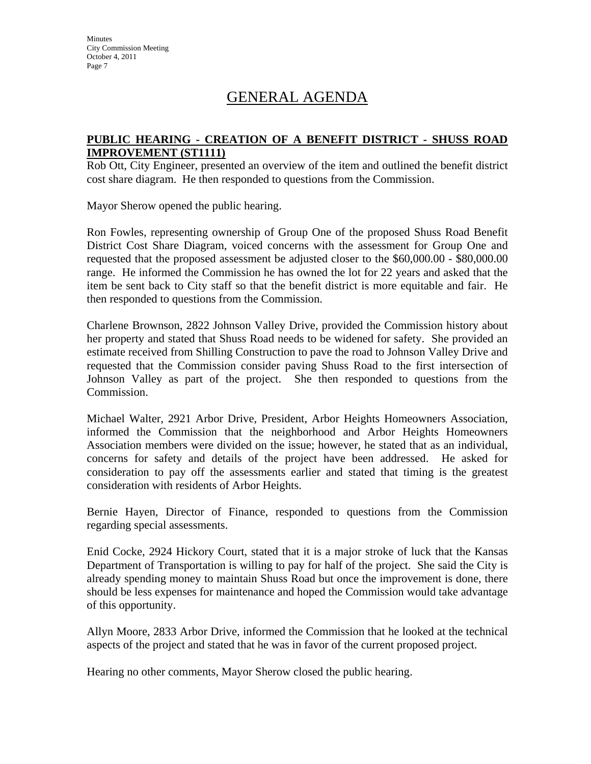# GENERAL AGENDA

**PUBLIC HEARING - CREATION OF A BENEFIT DISTRICT - SHUSS ROAD IMPROVEMENT (ST1111)**

Rob Ott, City Engineer, presented an overview of the item and outlined the benefit district cost share diagram. He then responded to questions from the Commission.

Mayor Sherow opened the public hearing.

Ron Fowles, representing ownership of Group One of the proposed Shuss Road Benefit District Cost Share Diagram, voiced concerns with the assessment for Group One and requested that the proposed assessment be adjusted closer to the $60,000.00 - $80,000.00 range. He informed the Commission he has owned the lot for 22 years and asked that the item be sent back to City staff so that the benefit district is more equitable and fair. He then responded to questions from the Commission.

Charlene Brownson, 2822 Johnson Valley Drive, provided the Commission history about her property and stated that Shuss Road needs to be widened for safety. She provided an estimate received from Shilling Construction to pave the road to Johnson Valley Drive and requested that the Commission consider paving Shuss Road to the first intersection of Johnson Valley as part of the project. She then responded to questions from the Commission.

Michael Walter, 2921 Arbor Drive, President, Arbor Heights Homeowners Association, informed the Commission that the neighborhood and Arbor Heights Homeowners Association members were divided on the issue; however, he stated that as an individual, concerns for safety and details of the project have been addressed. He asked for consideration to pay off the assessments earlier and stated that timing is the greatest consideration with residents of Arbor Heights.

Bernie Hayen, Director of Finance, responded to questions from the Commission regarding special assessments.

Enid Cocke, 2924 Hickory Court, stated that it is a major stroke of luck that the Kansas Department of Transportation is willing to pay for half of the project. She said the City is already spending money to maintain Shuss Road but once the improvement is done, there should be less expenses for maintenance and hoped the Commission would take advantage of this opportunity.

Allyn Moore, 2833 Arbor Drive, informed the Commission that he looked at the technical aspects of the project and stated that he was in favor of the current proposed project.

Hearing no other comments, Mayor Sherow closed the public hearing.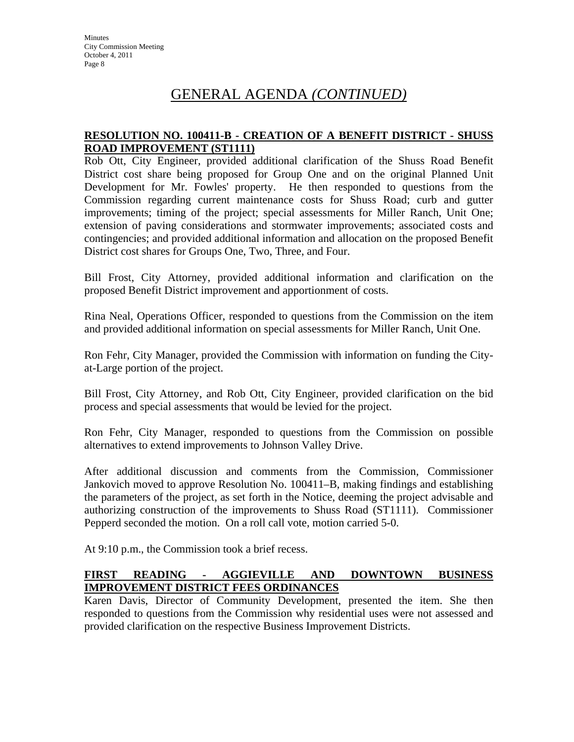# GENERAL AGENDA *(CONTINUED)*

**RESOLUTION NO. 100411-B - CREATION OF A BENEFIT DISTRICT - SHUSS ROAD IMPROVEMENT (ST1111)**

Rob Ott, City Engineer, provided additional clarification of the Shuss Road Benefit District cost share being proposed for Group One and on the original Planned Unit Development for Mr. Fowles' property. He then responded to questions from the Commission regarding current maintenance costs for Shuss Road; curb and gutter improvements; timing of the project; special assessments for Miller Ranch, Unit One; extension of paving considerations and stormwater improvements; associated costs and contingencies; and provided additional information and allocation on the proposed Benefit District cost shares for Groups One, Two, Three, and Four.

Bill Frost, City Attorney, provided additional information and clarification on the proposed Benefit District improvement and apportionment of costs.

Rina Neal, Operations Officer, responded to questions from the Commission on the item and provided additional information on special assessments for Miller Ranch, Unit One.

Ron Fehr, City Manager, provided the Commission with information on funding the City-at-Large portion of the project.

Bill Frost, City Attorney, and Rob Ott, City Engineer, provided clarification on the bid process and special assessments that would be levied for the project.

Ron Fehr, City Manager, responded to questions from the Commission on possible alternatives to extend improvements to Johnson Valley Drive.

After additional discussion and comments from the Commission, Commissioner Jankovich moved to approve Resolution No. 100411–B, making findings and establishing the parameters of the project, as set forth in the Notice, deeming the project advisable and authorizing construction of the improvements to Shuss Road (ST1111). Commissioner Pepperd seconded the motion. On a roll call vote, motion carried 5-0.

At 9:10 p.m., the Commission took a brief recess.

**FIRST READING - AGGIEVILLE AND DOWNTOWN BUSINESS IMPROVEMENT DISTRICT FEES ORDINANCES**

Karen Davis, Director of Community Development, presented the item. She then responded to questions from the Commission why residential uses were not assessed and provided clarification on the respective Business Improvement Districts.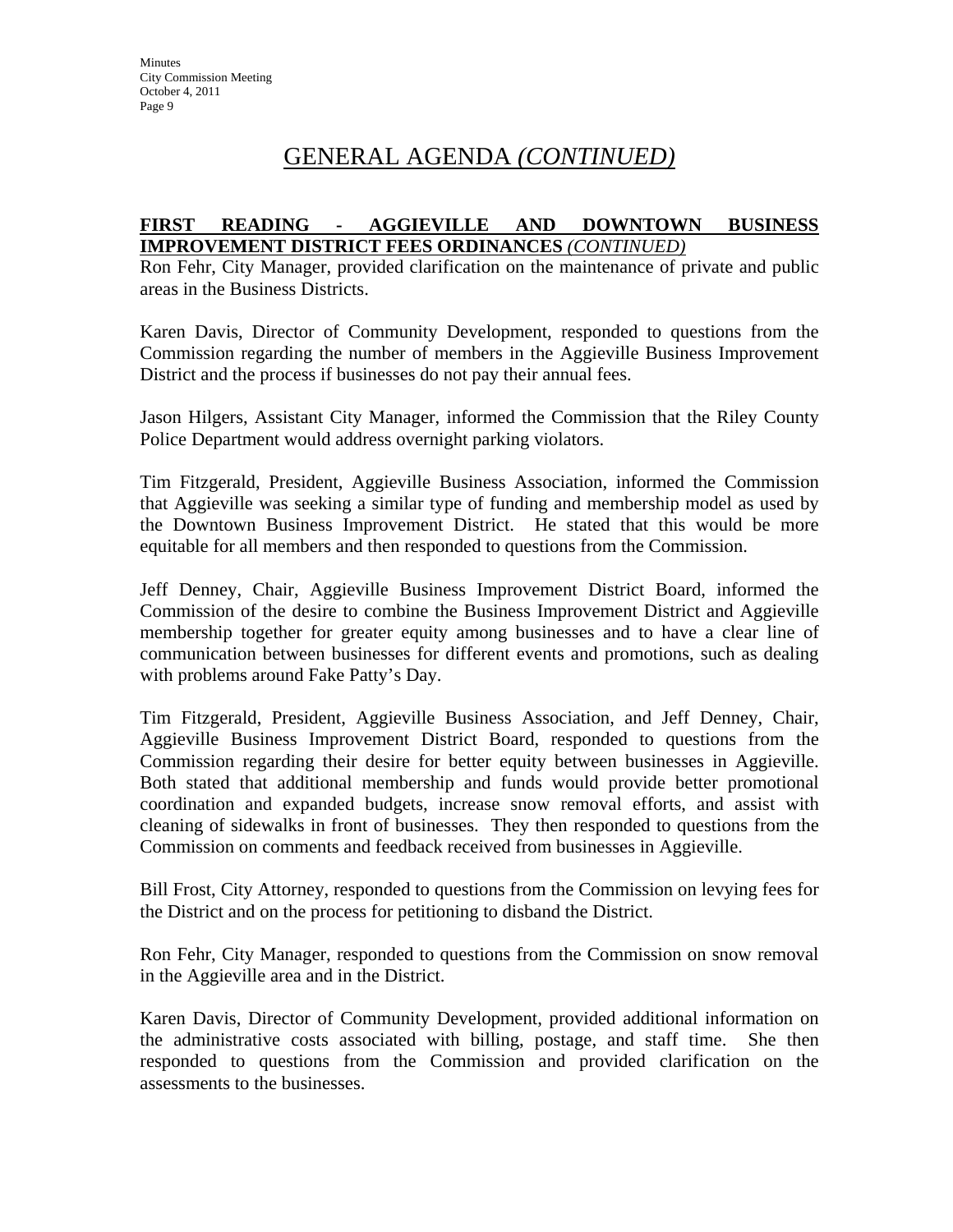# GENERAL AGENDA *(CONTINUED)*

**FIRST READING - AGGIEVILLE AND DOWNTOWN BUSINESS IMPROVEMENT DISTRICT FEES ORDINANCES** *(CONTINUED)*

Ron Fehr, City Manager, provided clarification on the maintenance of private and public areas in the Business Districts.

Karen Davis, Director of Community Development, responded to questions from the Commission regarding the number of members in the Aggieville Business Improvement District and the process if businesses do not pay their annual fees.

Jason Hilgers, Assistant City Manager, informed the Commission that the Riley County Police Department would address overnight parking violators.

Tim Fitzgerald, President, Aggieville Business Association, informed the Commission that Aggieville was seeking a similar type of funding and membership model as used by the Downtown Business Improvement District. He stated that this would be more equitable for all members and then responded to questions from the Commission.

Jeff Denney, Chair, Aggieville Business Improvement District Board, informed the Commission of the desire to combine the Business Improvement District and Aggieville membership together for greater equity among businesses and to have a clear line of communication between businesses for different events and promotions, such as dealing with problems around Fake Patty's Day.

Tim Fitzgerald, President, Aggieville Business Association, and Jeff Denney, Chair, Aggieville Business Improvement District Board, responded to questions from the Commission regarding their desire for better equity between businesses in Aggieville. Both stated that additional membership and funds would provide better promotional coordination and expanded budgets, increase snow removal efforts, and assist with cleaning of sidewalks in front of businesses. They then responded to questions from the Commission on comments and feedback received from businesses in Aggieville.

Bill Frost, City Attorney, responded to questions from the Commission on levying fees for the District and on the process for petitioning to disband the District.

Ron Fehr, City Manager, responded to questions from the Commission on snow removal in the Aggieville area and in the District.

Karen Davis, Director of Community Development, provided additional information on the administrative costs associated with billing, postage, and staff time. She then responded to questions from the Commission and provided clarification on the assessments to the businesses.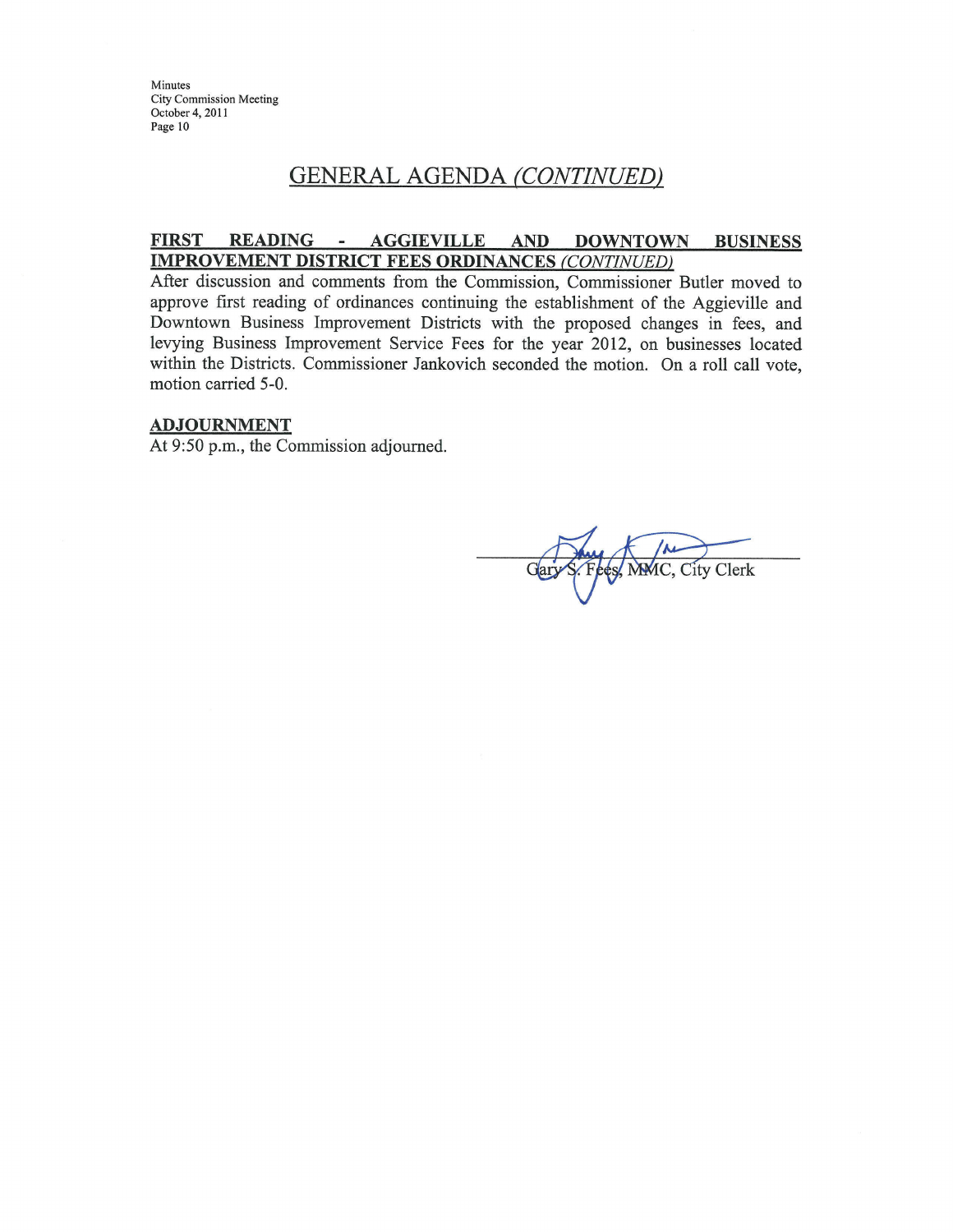## GENERAL AGENDA *(CONTINUED)*

**FIRST READING - AGGIEVILLE AND DOWNTOWN BUSINESS IMPROVEMENT DISTRICT FEES ORDINANCES** *(CONTINUED)*

After discussion and comments from the Commission, Commissioner Butler moved to approve first reading of ordinances continuing the establishment of the Aggieville and Downtown Business Improvement Districts with the proposed changes in fees, and levying Business Improvement Service Fees for the year 2012, on businesses located within the Districts. Commissioner Jankovich seconded the motion. On a roll call vote, motion carried 5-0.

**ADJOURNMENT**

At 9:50 p.m., the Commission adjourned.

Gary S. Fees, MMC, City Clerk